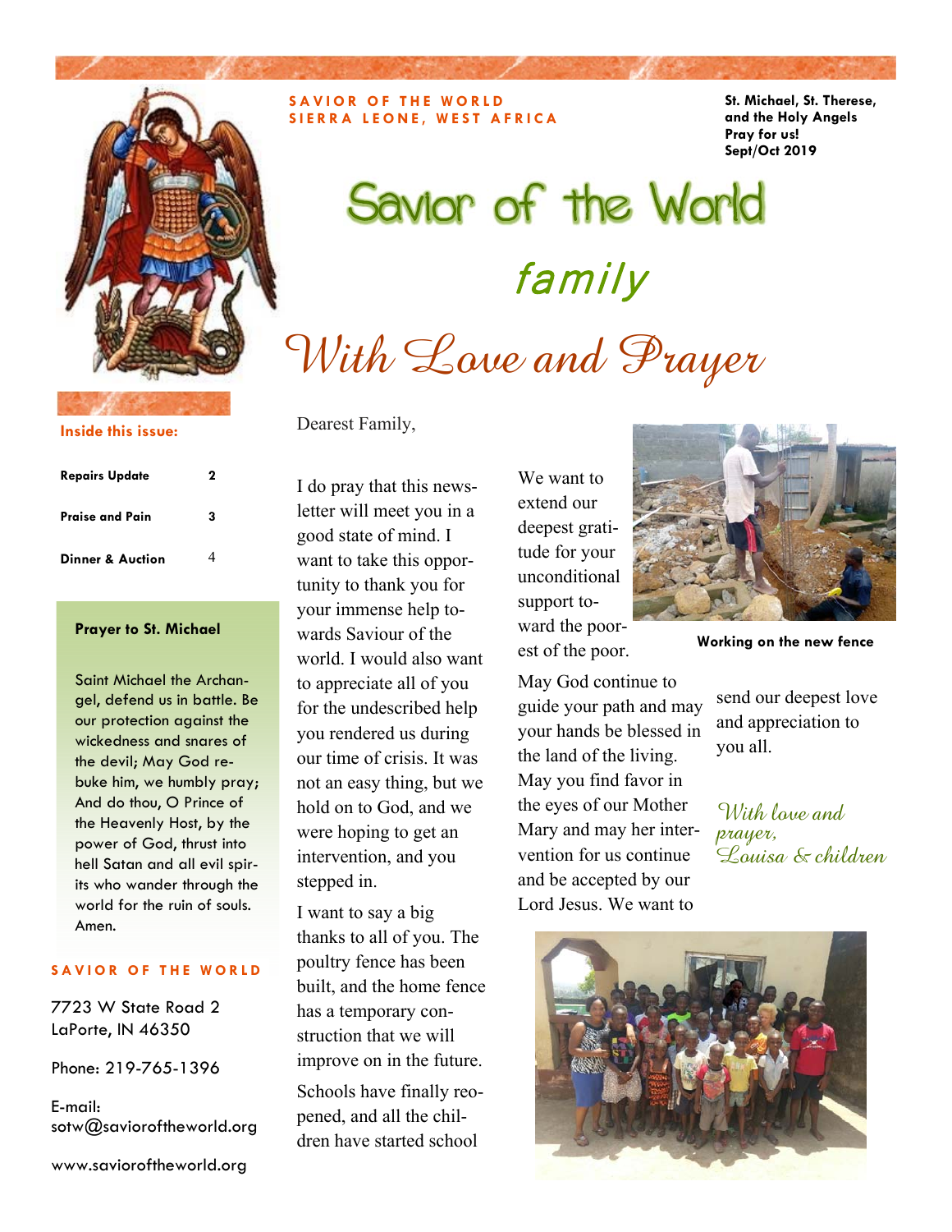**SAVIOR OF THE WORLD**
**SIERRA LEONE, WEST AFRICA**

**St. Michael, St. Therese, and the Holy Angels Pray for us!**
**Sept/Oct 2019**

# Savior of the World *family*

## *With Love and Prayer*

**Inside this issue:**

| | |
|---|---|
| **Repairs Update** | 2 |
| **Praise and Pain** | 3 |
| **Dinner & Auction** | 4 |

**Prayer to St. Michael**

Saint Michael the Archangel, defend us in battle. Be our protection against the wickedness and snares of the devil; May God rebuke him, we humbly pray; And do thou, O Prince of the Heavenly Host, by the power of God, thrust into hell Satan and all evil spirits who wander through the world for the ruin of souls. Amen.

**SAVIOR OF THE WORLD**

7723 W State Road 2
LaPorte, IN 46350

Phone: 219-765-1396

E-mail:
sotw@savioroftheworld.org

www.savioroftheworld.org

Dearest Family,

I do pray that this newsletter will meet you in a good state of mind. I want to take this opportunity to thank you for your immense help towards Saviour of the world. I would also want to appreciate all of you for the undescribed help you rendered us during our time of crisis. It was not an easy thing, but we hold on to God, and we were hoping to get an intervention, and you stepped in.

I want to say a big thanks to all of you. The poultry fence has been built, and the home fence has a temporary construction that we will improve on in the future.

Schools have finally reopened, and all the children have started school

We want to extend our deepest gratitude for your unconditional support toward the poorest of the poor.

**Working on the new fence**

May God continue to guide your path and may your hands be blessed in the land of the living. May you find favor in the eyes of our Mother Mary and may her intervention for us continue and be accepted by our Lord Jesus. We want to send our deepest love and appreciation to you all.

*With love and prayer,*
*Louisa & children*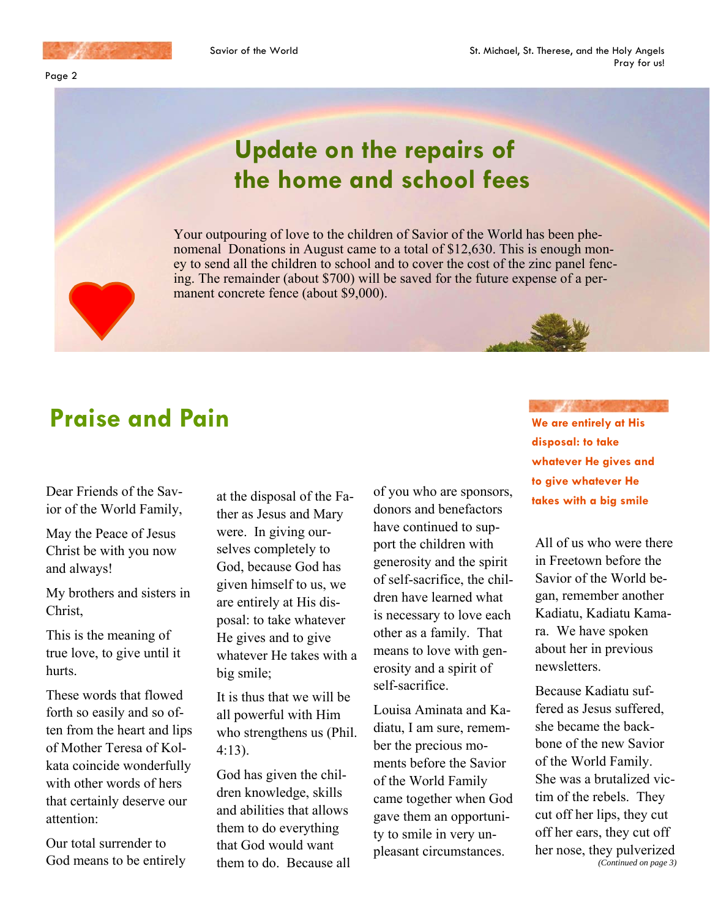## Update on the repairs of the home and school fees

Your outpouring of love to the children of Savior of the World has been phenomenal Donations in August came to a total of $12,630. This is enough money to send all the children to school and to cover the cost of the zinc panel fencing. The remainder (about $700) will be saved for the future expense of a permanent concrete fence (about $9,000).

## Praise and Pain

Dear Friends of the Savior of the World Family,

May the Peace of Jesus Christ be with you now and always!

My brothers and sisters in Christ,

This is the meaning of true love, to give until it hurts.

These words that flowed forth so easily and so often from the heart and lips of Mother Teresa of Kolkata coincide wonderfully with other words of hers that certainly deserve our attention:

Our total surrender to God means to be entirely at the disposal of the Father as Jesus and Mary were. In giving ourselves completely to God, because God has given himself to us, we are entirely at His disposal: to take whatever He gives and to give whatever He takes with a big smile;

It is thus that we will be all powerful with Him who strengthens us (Phil. 4:13).

God has given the children knowledge, skills and abilities that allows them to do everything that God would want them to do. Because all of you who are sponsors, donors and benefactors have continued to support the children with generosity and the spirit of self-sacrifice, the children have learned what is necessary to love each other as a family. That means to love with generosity and a spirit of self-sacrifice.

Louisa Aminata and Kadiatu, I am sure, remember the precious moments before the Savior of the World Family came together when God gave them an opportunity to smile in very unpleasant circumstances.

**We are entirely at His disposal: to take whatever He gives and to give whatever He takes with a big smile**

All of us who were there in Freetown before the Savior of the World began, remember another Kadiatu, Kadiatu Kamara. We have spoken about her in previous newsletters.

Because Kadiatu suffered as Jesus suffered, she became the backbone of the new Savior of the World Family. She was a brutalized victim of the rebels. They cut off her lips, they cut off her ears, they cut off her nose, they pulverized

*(Continued on page 3)*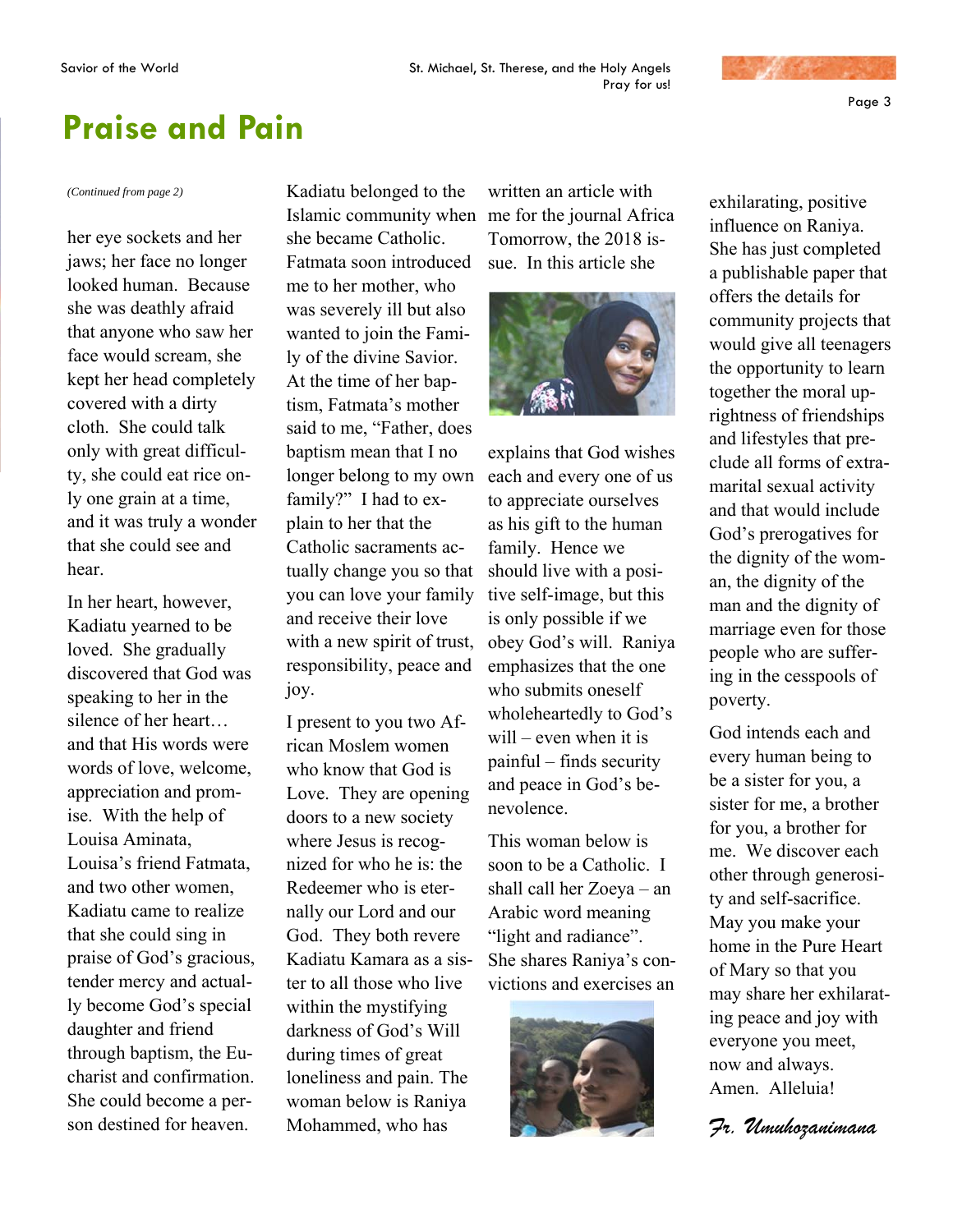# Praise and Pain

*(Continued from page 2)*

her eye sockets and her jaws; her face no longer looked human. Because she was deathly afraid that anyone who saw her face would scream, she kept her head completely covered with a dirty cloth. She could talk only with great difficulty, she could eat rice only one grain at a time, and it was truly a wonder that she could see and hear.

In her heart, however, Kadiatu yearned to be loved. She gradually discovered that God was speaking to her in the silence of her heart… and that His words were words of love, welcome, appreciation and promise. With the help of Louisa Aminata, Louisa's friend Fatmata, and two other women, Kadiatu came to realize that she could sing in praise of God's gracious, tender mercy and actually become God's special daughter and friend through baptism, the Eucharist and confirmation. She could become a person destined for heaven.

Kadiatu belonged to the Islamic community when she became Catholic. Fatmata soon introduced me to her mother, who was severely ill but also wanted to join the Family of the divine Savior. At the time of her baptism, Fatmata's mother said to me, "Father, does baptism mean that I no longer belong to my own family?" I had to explain to her that the Catholic sacraments actually change you so that you can love your family and receive their love with a new spirit of trust, responsibility, peace and joy.

I present to you two African Moslem women who know that God is Love. They are opening doors to a new society where Jesus is recognized for who he is: the Redeemer who is eternally our Lord and our God. They both revere Kadiatu Kamara as a sister to all those who live within the mystifying darkness of God's Will during times of great loneliness and pain. The woman below is Raniya Mohammed, who has written an article with me for the journal Africa Tomorrow, the 2018 issue. In this article she explains that God wishes each and every one of us to appreciate ourselves as his gift to the human family. Hence we should live with a positive self-image, but this is only possible if we obey God's will. Raniya emphasizes that the one who submits oneself wholeheartedly to God's will – even when it is painful – finds security and peace in God's benevolence.

This woman below is soon to be a Catholic. I shall call her Zoeya – an Arabic word meaning "light and radiance". She shares Raniya's convictions and exercises an exhilarating, positive influence on Raniya. She has just completed a publishable paper that offers the details for community projects that would give all teenagers the opportunity to learn together the moral uprightness of friendships and lifestyles that preclude all forms of extramarital sexual activity and that would include God's prerogatives for the dignity of the woman, the dignity of the man and the dignity of marriage even for those people who are suffering in the cesspools of poverty.

God intends each and every human being to be a sister for you, a sister for me, a brother for you, a brother for me. We discover each other through generosity and self-sacrifice. May you make your home in the Pure Heart of Mary so that you may share her exhilarating peace and joy with everyone you meet, now and always. Amen. Alleluia!

*Fr. Umuhozanimana*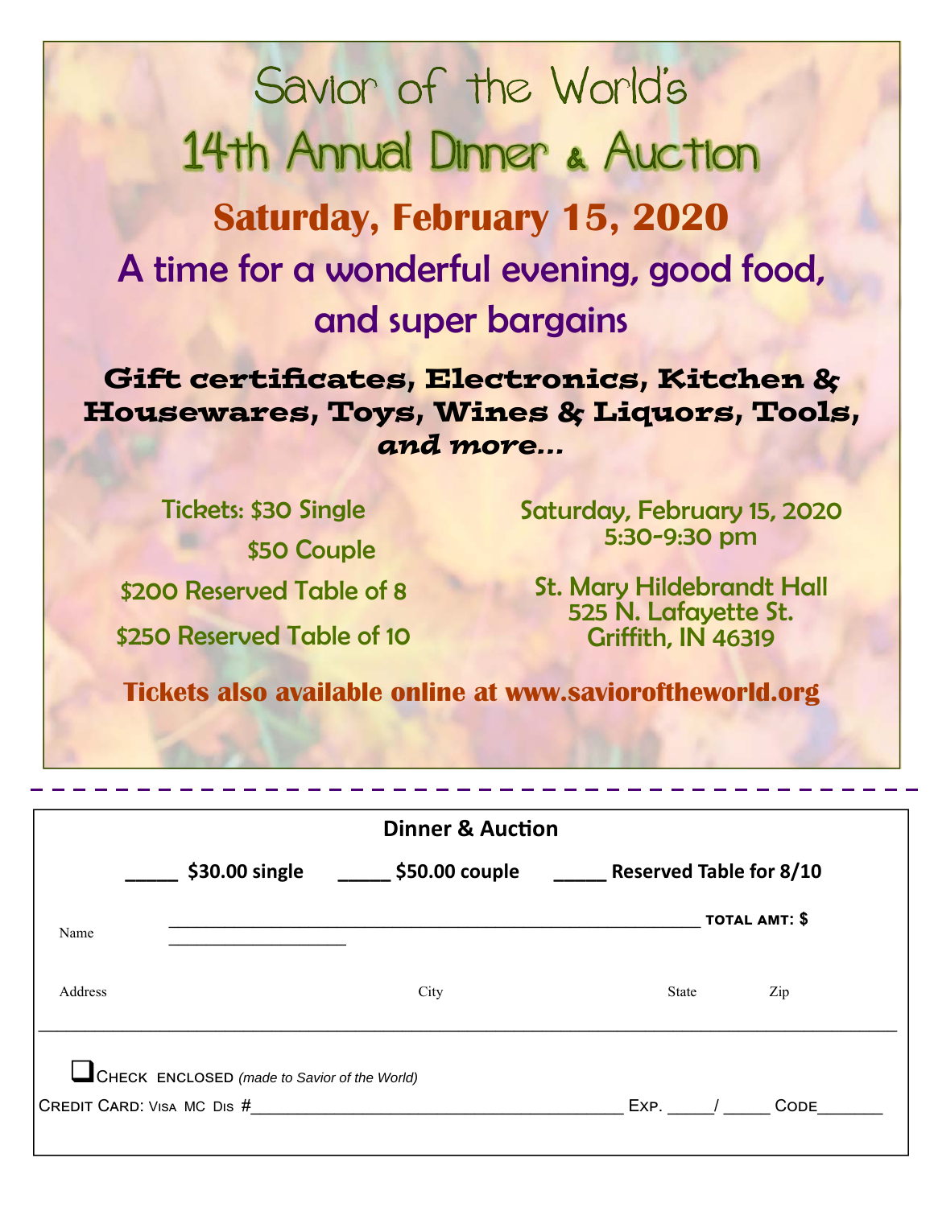# Savior of the World's
# 14th Annual Dinner & Auction

## Saturday, February 15, 2020

A time for a wonderful evening, good food, and super bargains

**Gift certificates, Electronics, Kitchen & Housewares, Toys, Wines & Liquors, Tools,** ***and more…***

Tickets: $30 Single
$50 Couple
$200 Reserved Table of 8
$250 Reserved Table of 10

Saturday, February 15, 2020
5:30-9:30 pm

St. Mary Hildebrandt Hall
525 N. Lafayette St.
Griffith, IN 46319

**Tickets also available online at www.savioroftheworld.org**

- - - - - - - - - - - - - - - - - - - - - - - - - - - - - - - - - - - - - - - -

**Dinner & Auction**

**_____ $30.00 single  _____ $50.00 couple  _____ Reserved Table for 8/10**

Name ________________________________________________ **TOTAL AMT: $** ____________________

Address  City  State  Zip

________________________________________________________________________________

☐ CHECK ENCLOSED *(made to Savior of the World)*

CREDIT CARD: VISA MC DIS #____________________________________ EXP. _____/ _____ CODE_______